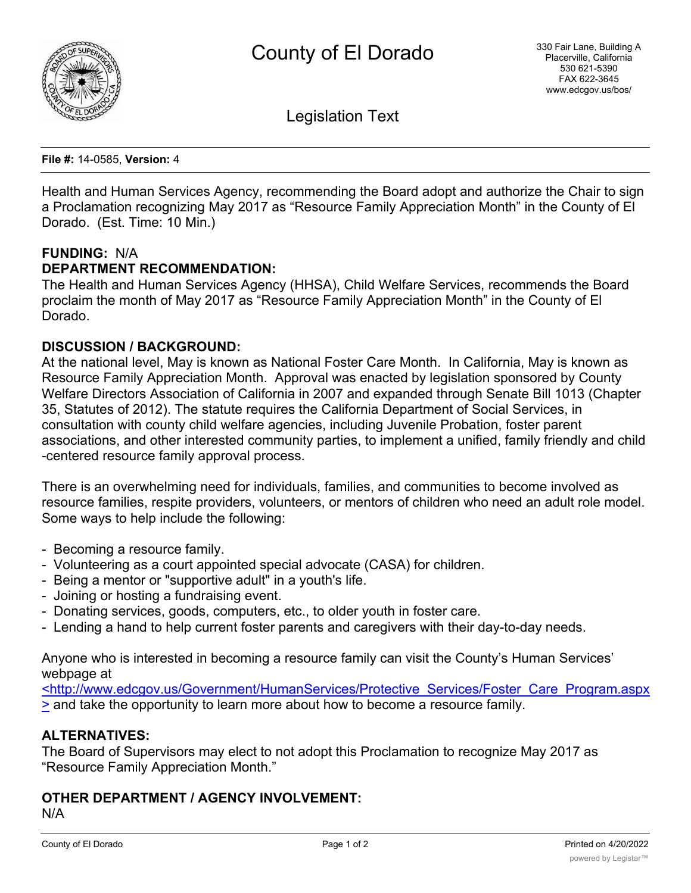# County of El Dorado

330 Fair Lane, Building A
Placerville, California
530 621-5390
FAX 622-3645
www.edcgov.us/bos/

## Legislation Text

**File #:** 14-0585, **Version:** 4

Health and Human Services Agency, recommending the Board adopt and authorize the Chair to sign a Proclamation recognizing May 2017 as "Resource Family Appreciation Month" in the County of El Dorado. (Est. Time: 10 Min.)

**FUNDING:** N/A

**DEPARTMENT RECOMMENDATION:**

The Health and Human Services Agency (HHSA), Child Welfare Services, recommends the Board proclaim the month of May 2017 as "Resource Family Appreciation Month" in the County of El Dorado.

**DISCUSSION / BACKGROUND:**

At the national level, May is known as National Foster Care Month. In California, May is known as Resource Family Appreciation Month. Approval was enacted by legislation sponsored by County Welfare Directors Association of California in 2007 and expanded through Senate Bill 1013 (Chapter 35, Statutes of 2012). The statute requires the California Department of Social Services, in consultation with county child welfare agencies, including Juvenile Probation, foster parent associations, and other interested community parties, to implement a unified, family friendly and child-centered resource family approval process.

There is an overwhelming need for individuals, families, and communities to become involved as resource families, respite providers, volunteers, or mentors of children who need an adult role model. Some ways to help include the following:

- Becoming a resource family.
- Volunteering as a court appointed special advocate (CASA) for children.
- Being a mentor or "supportive adult" in a youth's life.
- Joining or hosting a fundraising event.
- Donating services, goods, computers, etc., to older youth in foster care.
- Lending a hand to help current foster parents and caregivers with their day-to-day needs.

Anyone who is interested in becoming a resource family can visit the County's Human Services' webpage at <http://www.edcgov.us/Government/HumanServices/Protective_Services/Foster_Care_Program.aspx> and take the opportunity to learn more about how to become a resource family.

**ALTERNATIVES:**

The Board of Supervisors may elect to not adopt this Proclamation to recognize May 2017 as "Resource Family Appreciation Month."

**OTHER DEPARTMENT / AGENCY INVOLVEMENT:**

N/A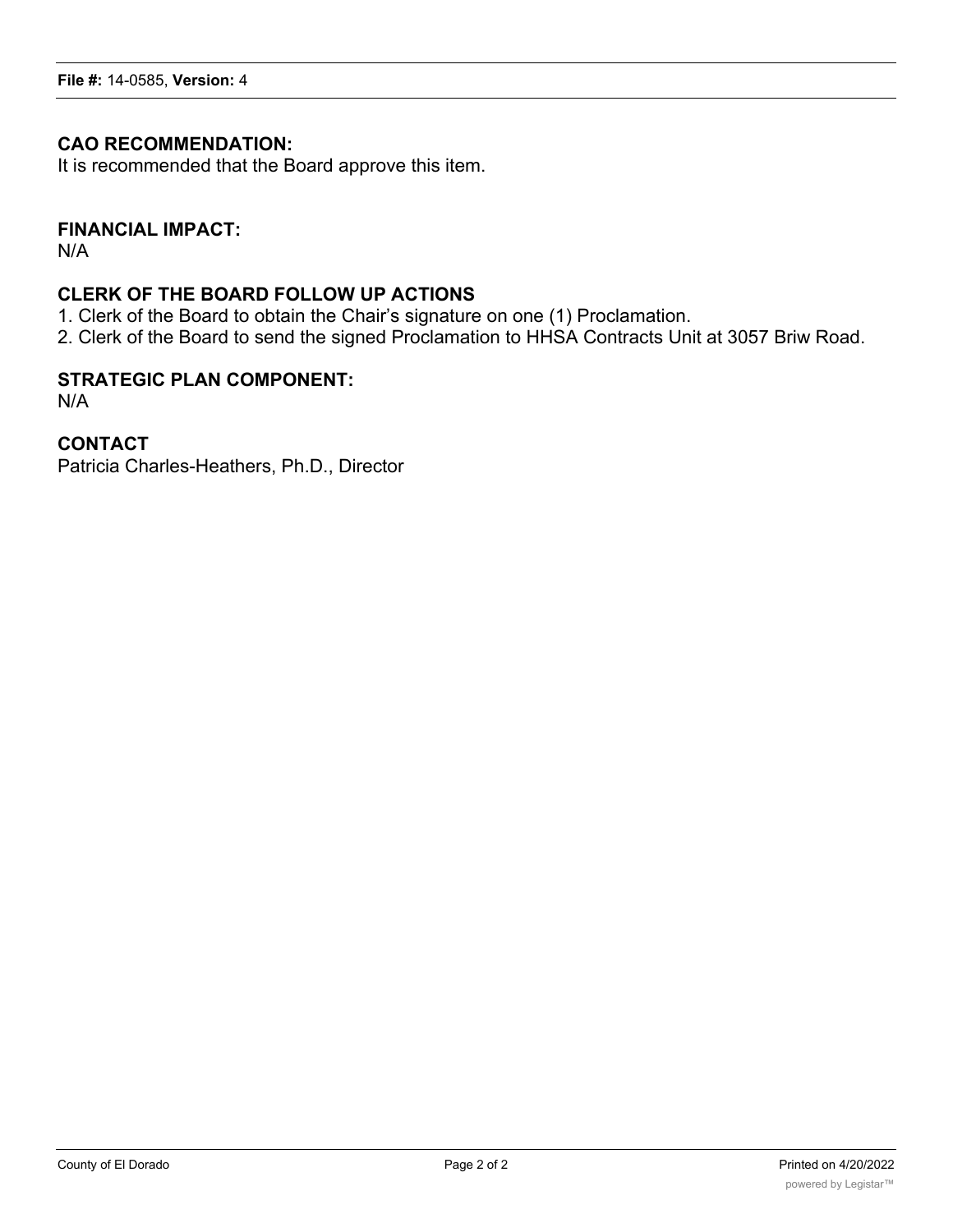**CAO RECOMMENDATION:**
It is recommended that the Board approve this item.

**FINANCIAL IMPACT:**
N/A

**CLERK OF THE BOARD FOLLOW UP ACTIONS**
1. Clerk of the Board to obtain the Chair's signature on one (1) Proclamation.
2. Clerk of the Board to send the signed Proclamation to HHSA Contracts Unit at 3057 Briw Road.

**STRATEGIC PLAN COMPONENT:**
N/A

**CONTACT**
Patricia Charles-Heathers, Ph.D., Director